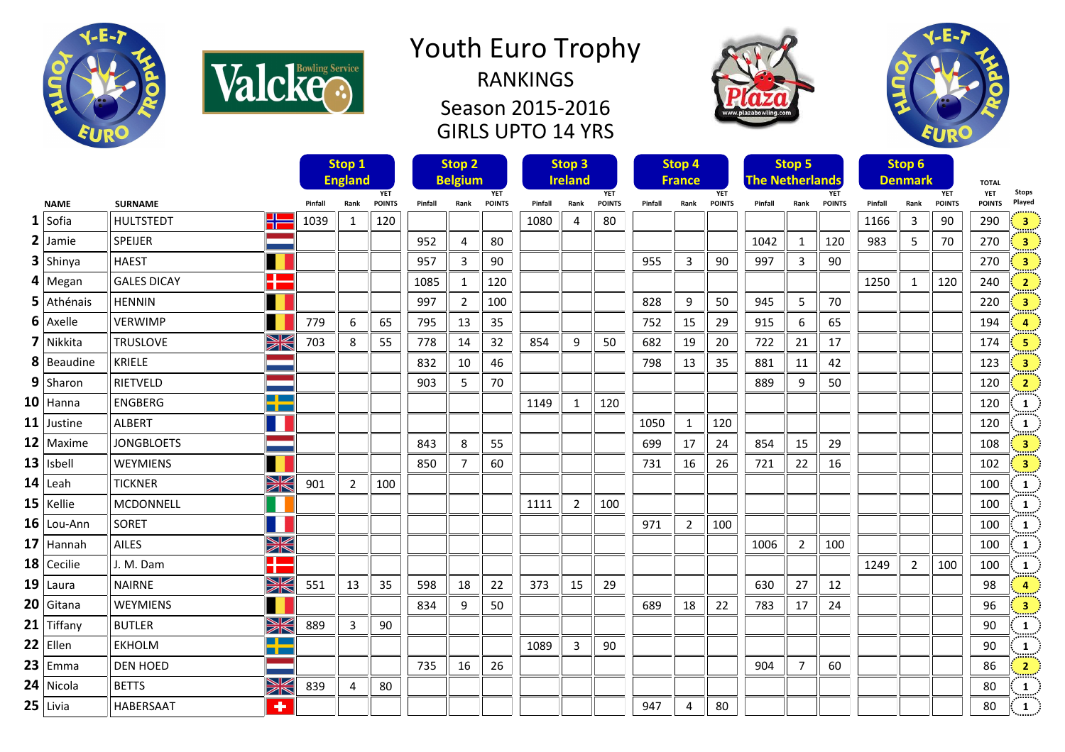# Youth Euro Trophy

## RANKINGS

## Season 2015-2016

## GIRLS UPTO 14 YRS

| | NAME | SURNAME | Stop 1 England Pinfall | Rank | YET POINTS | Stop 2 Belgium Pinfall | Rank | YET POINTS | Stop 3 Ireland Pinfall | Rank | YET POINTS | Stop 4 France Pinfall | Rank | YET POINTS | Stop 5 The Netherlands Pinfall | Rank | YET POINTS | Stop 6 Denmark Pinfall | Rank | YET POINTS | TOTAL YET POINTS | Stops Played |
|---|---|---|---|---|---|---|---|---|---|---|---|---|---|---|---|---|---|---|---|---|---|---|
| 1 | Sofia | HULTSTEDT | 1039 | 1 | 120 | | | | 1080 | 4 | 80 | | | | | | | 1166 | 3 | 90 | 290 | 3 |
| 2 | Jamie | SPEIJER | | | | 952 | 4 | 80 | | | | | | | 1042 | 1 | 120 | 983 | 5 | 70 | 270 | 3 |
| 3 | Shinya | HAEST | | | | 957 | 3 | 90 | | | | 955 | 3 | 90 | 997 | 3 | 90 | | | | 270 | 3 |
| 4 | Megan | GALES DICAY | | | | 1085 | 1 | 120 | | | | | | | | | | 1250 | 1 | 120 | 240 | 2 |
| 5 | Athénais | HENNIN | | | | 997 | 2 | 100 | | | | 828 | 9 | 50 | 945 | 5 | 70 | | | | 220 | 3 |
| 6 | Axelle | VERWIMP | 779 | 6 | 65 | 795 | 13 | 35 | | | | 752 | 15 | 29 | 915 | 6 | 65 | | | | 194 | 4 |
| 7 | Nikkita | TRUSLOVE | 703 | 8 | 55 | 778 | 14 | 32 | 854 | 9 | 50 | 682 | 19 | 20 | 722 | 21 | 17 | | | | 174 | 5 |
| 8 | Beaudine | KRIELE | | | | 832 | 10 | 46 | | | | 798 | 13 | 35 | 881 | 11 | 42 | | | | 123 | 3 |
| 9 | Sharon | RIETVELD | | | | 903 | 5 | 70 | | | | | | | 889 | 9 | 50 | | | | 120 | 2 |
| 10 | Hanna | ENGBERG | | | | | | | 1149 | 1 | 120 | | | | | | | | | | 120 | 1 |
| 11 | Justine | ALBERT | | | | | | | | | | 1050 | 1 | 120 | | | | | | | 120 | 1 |
| 12 | Maxime | JONGBLOETS | | | | 843 | 8 | 55 | | | | 699 | 17 | 24 | 854 | 15 | 29 | | | | 108 | 3 |
| 13 | Isbell | WEYMIENS | | | | 850 | 7 | 60 | | | | 731 | 16 | 26 | 721 | 22 | 16 | | | | 102 | 3 |
| 14 | Leah | TICKNER | 901 | 2 | 100 | | | | | | | | | | | | | | | | 100 | 1 |
| 15 | Kellie | MCDONNELL | | | | | | | 1111 | 2 | 100 | | | | | | | | | | 100 | 1 |
| 16 | Lou-Ann | SORET | | | | | | | | | | 971 | 2 | 100 | | | | | | | 100 | 1 |
| 17 | Hannah | AILES | | | | | | | | | | | | | 1006 | 2 | 100 | | | | 100 | 1 |
| 18 | Cecilie | J. M. Dam | | | | | | | | | | | | | | | | 1249 | 2 | 100 | 100 | 1 |
| 19 | Laura | NAIRNE | 551 | 13 | 35 | 598 | 18 | 22 | 373 | 15 | 29 | | | | 630 | 27 | 12 | | | | 98 | 4 |
| 20 | Gitana | WEYMIENS | | | | 834 | 9 | 50 | | | | 689 | 18 | 22 | 783 | 17 | 24 | | | | 96 | 3 |
| 21 | Tiffany | BUTLER | 889 | 3 | 90 | | | | | | | | | | | | | | | | 90 | 1 |
| 22 | Ellen | EKHOLM | | | | | | | 1089 | 3 | 90 | | | | | | | | | | 90 | 1 |
| 23 | Emma | DEN HOED | | | | 735 | 16 | 26 | | | | | | | 904 | 7 | 60 | | | | 86 | 2 |
| 24 | Nicola | BETTS | 839 | 4 | 80 | | | | | | | | | | | | | | | | 80 | 1 |
| 25 | Livia | HABERSAAT | | | | | | | | | | 947 | 4 | 80 | | | | | | | 80 | 1 |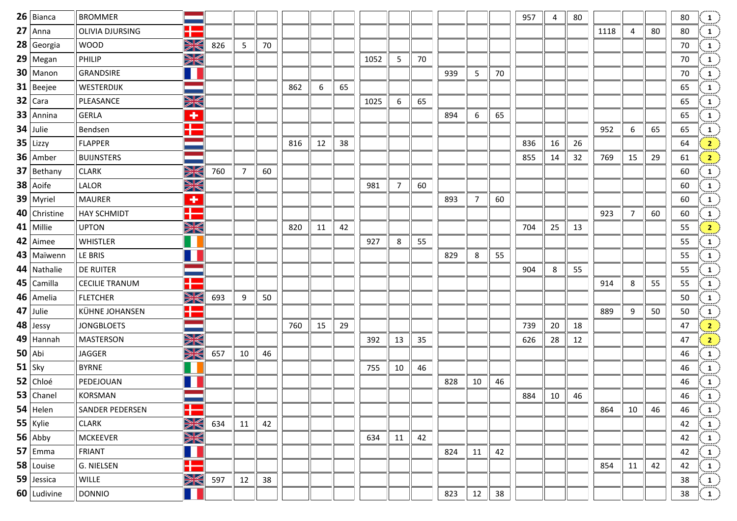| Rank | First name | Last name | Flag | | | | | | | | | | | | | | | | | Total | Events |
|---|---|---|---|---|---|---|---|---|---|---|---|---|---|---|---|---|---|---|---|---|---|
| 26 | Bianca | BROMMER | | | | | | | | | | | | | | 957 | 4 | 80 | | | | 80 | 1 |
| 27 | Anna | OLIVIA DJURSING | | | | | | | | | | | | | | | | | 1118 | 4 | 80 | 80 | 1 |
| 28 | Georgia | WOOD | | 826 | 5 | 70 | | | | | | | | | | | | | | | | 70 | 1 |
| 29 | Megan | PHILIP | | | | | | | | 1052 | 5 | 70 | | | | | | | | | | 70 | 1 |
| 30 | Manon | GRANDSIRE | | | | | | | | | | | 939 | 5 | 70 | | | | | | | 70 | 1 |
| 31 | Beejee | WESTERDIJK | | | | | 862 | 6 | 65 | | | | | | | | | | | | | 65 | 1 |
| 32 | Cara | PLEASANCE | | | | | | | | 1025 | 6 | 65 | | | | | | | | | | 65 | 1 |
| 33 | Annina | GERLA | | | | | | | | | | | 894 | 6 | 65 | | | | | | | 65 | 1 |
| 34 | Julie | Bendsen | | | | | | | | | | | | | | | | | 952 | 6 | 65 | 65 | 1 |
| 35 | Lizzy | FLAPPER | | | | | 816 | 12 | 38 | | | | | | | 836 | 16 | 26 | | | | 64 | 2 |
| 36 | Amber | BUIJNSTERS | | | | | | | | | | | | | | 855 | 14 | 32 | 769 | 15 | 29 | 61 | 2 |
| 37 | Bethany | CLARK | | 760 | 7 | 60 | | | | | | | | | | | | | | | | 60 | 1 |
| 38 | Aoife | LALOR | | | | | | | | 981 | 7 | 60 | | | | | | | | | | 60 | 1 |
| 39 | Myriel | MAURER | | | | | | | | | | | 893 | 7 | 60 | | | | | | | 60 | 1 |
| 40 | Christine | HAY SCHMIDT | | | | | | | | | | | | | | | | | 923 | 7 | 60 | 60 | 1 |
| 41 | Millie | UPTON | | | | | 820 | 11 | 42 | | | | | | | 704 | 25 | 13 | | | | 55 | 2 |
| 42 | Aimee | WHISTLER | | | | | | | | 927 | 8 | 55 | | | | | | | | | | 55 | 1 |
| 43 | Maïwenn | LE BRIS | | | | | | | | | | | 829 | 8 | 55 | | | | | | | 55 | 1 |
| 44 | Nathalie | DE RUITER | | | | | | | | | | | | | | 904 | 8 | 55 | | | | 55 | 1 |
| 45 | Camilla | CECILIE TRANUM | | | | | | | | | | | | | | | | | 914 | 8 | 55 | 55 | 1 |
| 46 | Amelia | FLETCHER | | 693 | 9 | 50 | | | | | | | | | | | | | | | | 50 | 1 |
| 47 | Julie | KÜHNE JOHANSEN | | | | | | | | | | | | | | | | | 889 | 9 | 50 | 50 | 1 |
| 48 | Jessy | JONGBLOETS | | | | | 760 | 15 | 29 | | | | | | | 739 | 20 | 18 | | | | 47 | 2 |
| 49 | Hannah | MASTERSON | | | | | | | | 392 | 13 | 35 | | | | 626 | 28 | 12 | | | | 47 | 2 |
| 50 | Abi | JAGGER | | 657 | 10 | 46 | | | | | | | | | | | | | | | | 46 | 1 |
| 51 | Sky | BYRNE | | | | | | | | 755 | 10 | 46 | | | | | | | | | | 46 | 1 |
| 52 | Chloé | PEDEJOUAN | | | | | | | | | | | 828 | 10 | 46 | | | | | | | 46 | 1 |
| 53 | Chanel | KORSMAN | | | | | | | | | | | | | | 884 | 10 | 46 | | | | 46 | 1 |
| 54 | Helen | SANDER PEDERSEN | | | | | | | | | | | | | | | | | 864 | 10 | 46 | 46 | 1 |
| 55 | Kylie | CLARK | | 634 | 11 | 42 | | | | | | | | | | | | | | | | 42 | 1 |
| 56 | Abby | MCKEEVER | | | | | | | | 634 | 11 | 42 | | | | | | | | | | 42 | 1 |
| 57 | Emma | FRIANT | | | | | | | | | | | 824 | 11 | 42 | | | | | | | 42 | 1 |
| 58 | Louise | G. NIELSEN | | | | | | | | | | | | | | | | | 854 | 11 | 42 | 42 | 1 |
| 59 | Jessica | WILLE | | 597 | 12 | 38 | | | | | | | | | | | | | | | | 38 | 1 |
| 60 | Ludivine | DONNIO | | | | | | | | | | | 823 | 12 | 38 | | | | | | | 38 | 1 |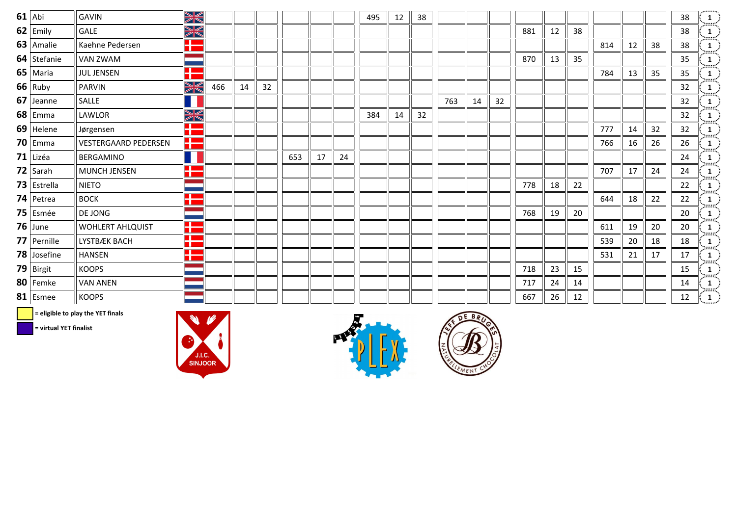| | | | | | | | | | | | | | | | | | | | | | | | |
|---|---|---|---|---|---|---|---|---|---|---|---|---|---|---|---|---|---|---|---|---|---|---|---|
| 61 | Abi | GAVIN | | | | | | | | 495 | 12 | 38 | | | | | | | | | | 38 | 1 |
| 62 | Emily | GALE | | | | | | | | | | | | | | 881 | 12 | 38 | | | | 38 | 1 |
| 63 | Amalie | Kaehne Pedersen | | | | | | | | | | | | | | | | | 814 | 12 | 38 | 38 | 1 |
| 64 | Stefanie | VAN ZWAM | | | | | | | | | | | | | | 870 | 13 | 35 | | | | 35 | 1 |
| 65 | Maria | JUL JENSEN | | | | | | | | | | | | | | | | | 784 | 13 | 35 | 35 | 1 |
| 66 | Ruby | PARVIN | | 466 | 14 | 32 | | | | | | | | | | | | | | | | 32 | 1 |
| 67 | Jeanne | SALLE | | | | | | | | | | | 763 | 14 | 32 | | | | | | | 32 | 1 |
| 68 | Emma | LAWLOR | | | | | | | | 384 | 14 | 32 | | | | | | | | | | 32 | 1 |
| 69 | Helene | Jørgensen | | | | | | | | | | | | | | | | | 777 | 14 | 32 | 32 | 1 |
| 70 | Emma | VESTERGAARD PEDERSEN | | | | | | | | | | | | | | | | | 766 | 16 | 26 | 26 | 1 |
| 71 | Lizéa | BERGAMINO | | | | | 653 | 17 | 24 | | | | | | | | | | | | | 24 | 1 |
| 72 | Sarah | MUNCH JENSEN | | | | | | | | | | | | | | | | | 707 | 17 | 24 | 24 | 1 |
| 73 | Estrella | NIETO | | | | | | | | | | | | | | 778 | 18 | 22 | | | | 22 | 1 |
| 74 | Petrea | BOCK | | | | | | | | | | | | | | | | | 644 | 18 | 22 | 22 | 1 |
| 75 | Esmée | DE JONG | | | | | | | | | | | | | | 768 | 19 | 20 | | | | 20 | 1 |
| 76 | June | WOHLERT AHLQUIST | | | | | | | | | | | | | | | | | 611 | 19 | 20 | 20 | 1 |
| 77 | Pernille | LYSTBÆK BACH | | | | | | | | | | | | | | | | | 539 | 20 | 18 | 18 | 1 |
| 78 | Josefine | HANSEN | | | | | | | | | | | | | | | | | 531 | 21 | 17 | 17 | 1 |
| 79 | Birgit | KOOPS | | | | | | | | | | | | | | 718 | 23 | 15 | | | | 15 | 1 |
| 80 | Femke | VAN ANEN | | | | | | | | | | | | | | 717 | 24 | 14 | | | | 14 | 1 |
| 81 | Esmee | KOOPS | | | | | | | | | | | | | | 667 | 26 | 12 | | | | 12 | 1 |

= eligible to play the YET finals

= virtual YET finalist